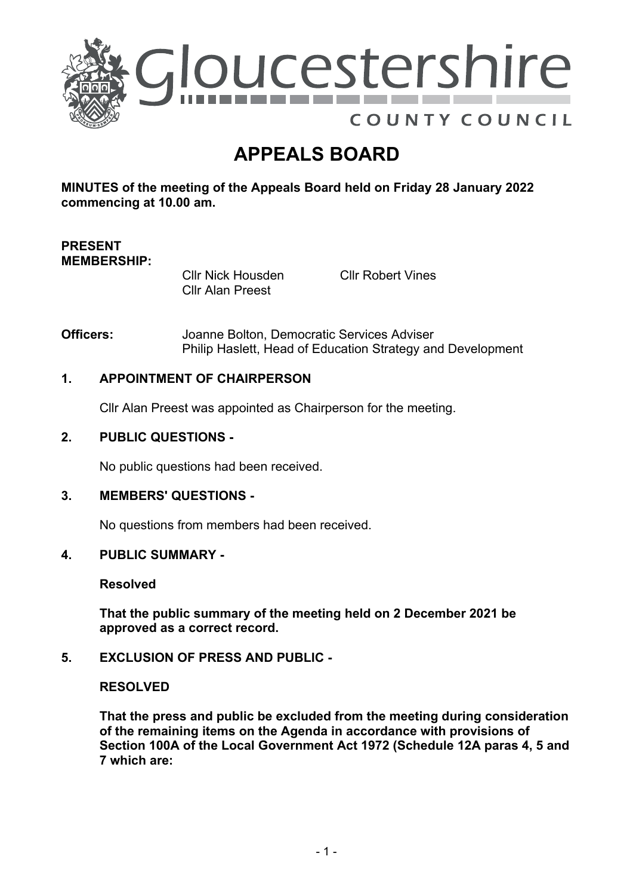# Gloucestershire COUNTY COUNCIL

# APPEALS BOARD

**MINUTES of the meeting of the Appeals Board held on Friday 28 January 2022 commencing at 10.00 am.**

**PRESENT MEMBERSHIP:**

Cllr Nick Housden
Cllr Alan Preest
Cllr Robert Vines

**Officers:** Joanne Bolton, Democratic Services Adviser
Philip Haslett, Head of Education Strategy and Development

## 1. APPOINTMENT OF CHAIRPERSON

Cllr Alan Preest was appointed as Chairperson for the meeting.

## 2. PUBLIC QUESTIONS -

No public questions had been received.

## 3. MEMBERS' QUESTIONS -

No questions from members had been received.

## 4. PUBLIC SUMMARY -

**Resolved**

**That the public summary of the meeting held on 2 December 2021 be approved as a correct record.**

## 5. EXCLUSION OF PRESS AND PUBLIC -

**RESOLVED**

**That the press and public be excluded from the meeting during consideration of the remaining items on the Agenda in accordance with provisions of Section 100A of the Local Government Act 1972 (Schedule 12A paras 4, 5 and 7 which are:**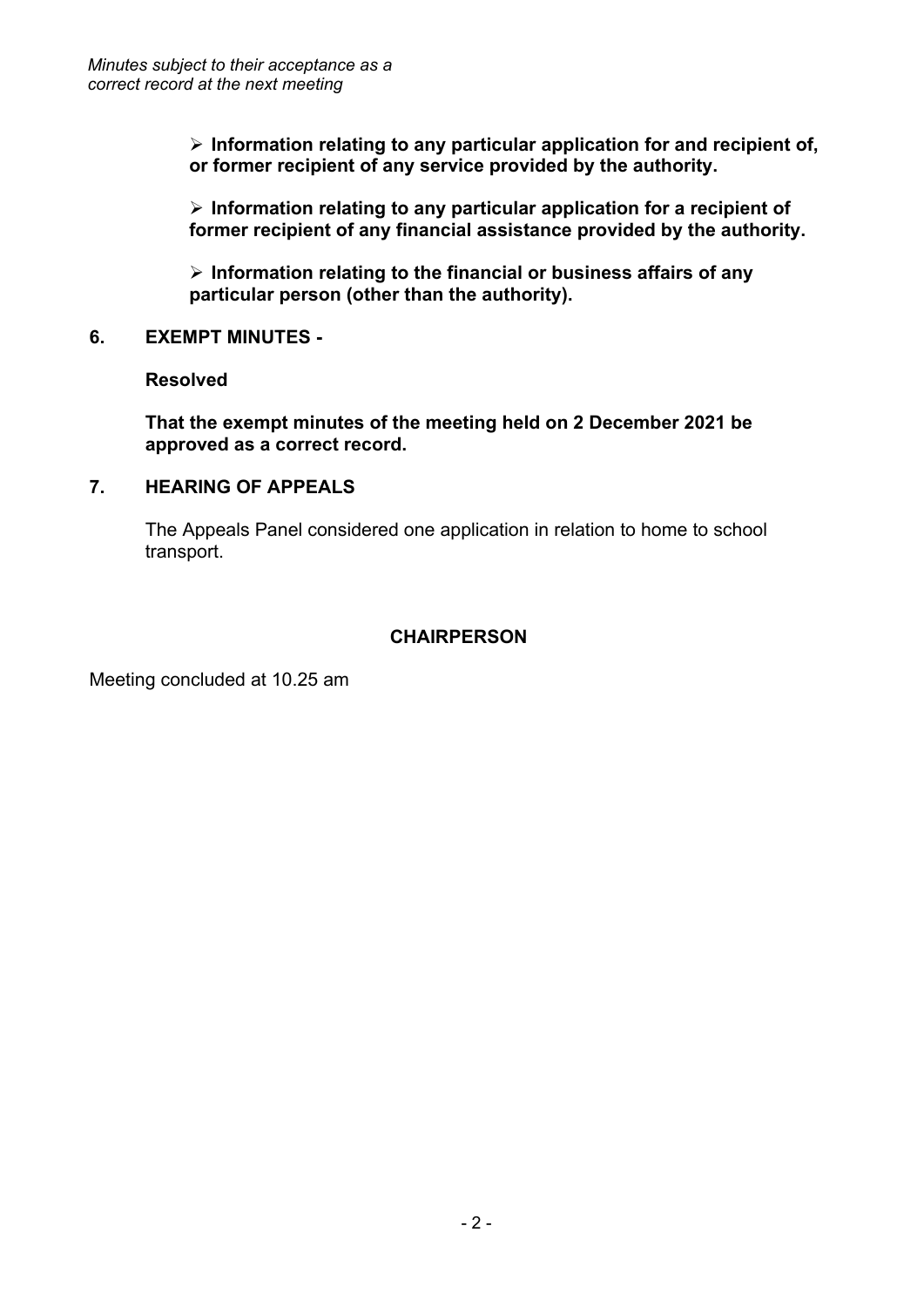*Minutes subject to their acceptance as a correct record at the next meeting*

- **Information relating to any particular application for and recipient of, or former recipient of any service provided by the authority.**

- **Information relating to any particular application for a recipient of former recipient of any financial assistance provided by the authority.**

- **Information relating to the financial or business affairs of any particular person (other than the authority).**

## 6. EXEMPT MINUTES -

**Resolved**

**That the exempt minutes of the meeting held on 2 December 2021 be approved as a correct record.**

## 7. HEARING OF APPEALS

The Appeals Panel considered one application in relation to home to school transport.

**CHAIRPERSON**

Meeting concluded at 10.25 am